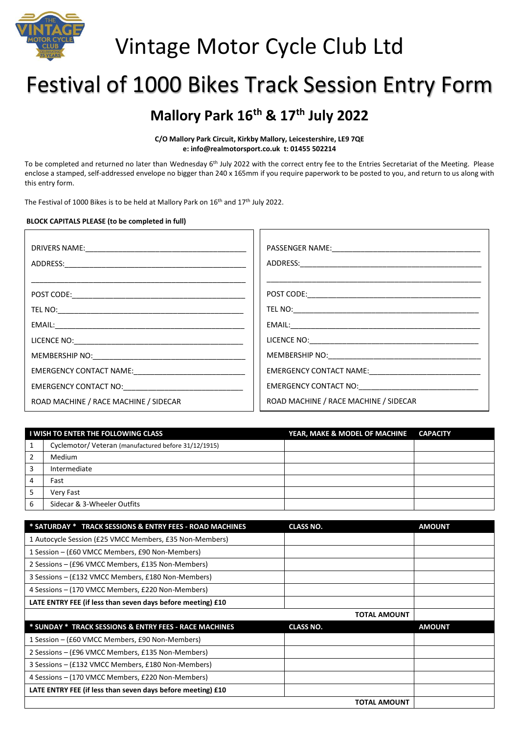# Vintage Motor Cycle Club Ltd

# Festival of 1000 Bikes Track Session Entry Form

## Mallory Park 16th & 17th July 2022

**C/O Mallory Park Circuit, Kirkby Mallory, Leicestershire, LE9 7QE**
**e: info@realmotorsport.co.uk t: 01455 502214**

To be completed and returned no later than Wednesday 6th July 2022 with the correct entry fee to the Entries Secretariat of the Meeting. Please enclose a stamped, self-addressed envelope no bigger than 240 x 165mm if you require paperwork to be posted to you, and return to us along with this entry form.

The Festival of 1000 Bikes is to be held at Mallory Park on 16th and 17th July 2022.

**BLOCK CAPITALS PLEASE (to be completed in full)**

| | |
|---|---|
| DRIVERS NAME:\_\_\_\_\_\_\_\_\_\_\_\_\_\_\_\_\_\_\_\_ | PASSENGER NAME:\_\_\_\_\_\_\_\_\_\_\_\_\_\_\_\_\_\_\_\_ |
| ADDRESS:\_\_\_\_\_\_\_\_\_\_\_\_\_\_\_\_\_\_\_\_ | ADDRESS:\_\_\_\_\_\_\_\_\_\_\_\_\_\_\_\_\_\_\_\_ |
| \_\_\_\_\_\_\_\_\_\_\_\_\_\_\_\_\_\_\_\_ | \_\_\_\_\_\_\_\_\_\_\_\_\_\_\_\_\_\_\_\_ |
| POST CODE:\_\_\_\_\_\_\_\_\_\_\_\_\_\_\_\_\_\_\_\_ | POST CODE:\_\_\_\_\_\_\_\_\_\_\_\_\_\_\_\_\_\_\_\_ |
| TEL NO:\_\_\_\_\_\_\_\_\_\_\_\_\_\_\_\_\_\_\_\_ | TEL NO:\_\_\_\_\_\_\_\_\_\_\_\_\_\_\_\_\_\_\_\_ |
| EMAIL:\_\_\_\_\_\_\_\_\_\_\_\_\_\_\_\_\_\_\_\_ | EMAIL:\_\_\_\_\_\_\_\_\_\_\_\_\_\_\_\_\_\_\_\_ |
| LICENCE NO:\_\_\_\_\_\_\_\_\_\_\_\_\_\_\_\_\_\_\_\_ | LICENCE NO:\_\_\_\_\_\_\_\_\_\_\_\_\_\_\_\_\_\_\_\_ |
| MEMBERSHIP NO:\_\_\_\_\_\_\_\_\_\_\_\_\_\_\_\_\_\_\_\_ | MEMBERSHIP NO:\_\_\_\_\_\_\_\_\_\_\_\_\_\_\_\_\_\_\_\_ |
| EMERGENCY CONTACT NAME:\_\_\_\_\_\_\_\_\_\_\_\_\_\_\_\_\_\_\_\_ | EMERGENCY CONTACT NAME:\_\_\_\_\_\_\_\_\_\_\_\_\_\_\_\_\_\_\_\_ |
| EMERGENCY CONTACT NO:\_\_\_\_\_\_\_\_\_\_\_\_\_\_\_\_\_\_\_\_ | EMERGENCY CONTACT NO:\_\_\_\_\_\_\_\_\_\_\_\_\_\_\_\_\_\_\_\_ |
| ROAD MACHINE / RACE MACHINE / SIDECAR | ROAD MACHINE / RACE MACHINE / SIDECAR |

| | I WISH TO ENTER THE FOLLOWING CLASS | YEAR, MAKE & MODEL OF MACHINE | CAPACITY |
|---|---|---|---|
| 1 | Cyclemotor/ Veteran (manufactured before 31/12/1915) | | |
| 2 | Medium | | |
| 3 | Intermediate | | |
| 4 | Fast | | |
| 5 | Very Fast | | |
| 6 | Sidecar & 3-Wheeler Outfits | | |

| * SATURDAY * TRACK SESSIONS & ENTRY FEES - ROAD MACHINES | CLASS NO. | AMOUNT |
|---|---|---|
| 1 Autocycle Session (£25 VMCC Members, £35 Non-Members) | | |
| 1 Session – (£60 VMCC Members, £90 Non-Members) | | |
| 2 Sessions – (£96 VMCC Members, £135 Non-Members) | | |
| 3 Sessions – (£132 VMCC Members, £180 Non-Members) | | |
| 4 Sessions – (170 VMCC Members, £220 Non-Members) | | |
| **LATE ENTRY FEE (if less than seven days before meeting) £10** | | |
| | **TOTAL AMOUNT** | |
| **\* SUNDAY \* TRACK SESSIONS & ENTRY FEES - RACE MACHINES** | **CLASS NO.** | **AMOUNT** |
| 1 Session – (£60 VMCC Members, £90 Non-Members) | | |
| 2 Sessions – (£96 VMCC Members, £135 Non-Members) | | |
| 3 Sessions – (£132 VMCC Members, £180 Non-Members) | | |
| 4 Sessions – (170 VMCC Members, £220 Non-Members) | | |
| **LATE ENTRY FEE (if less than seven days before meeting) £10** | | |
| | **TOTAL AMOUNT** | |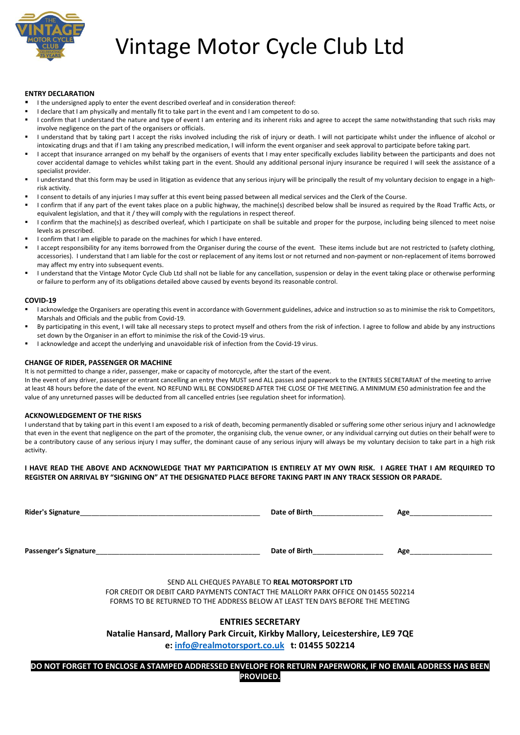# Vintage Motor Cycle Club Ltd

**ENTRY DECLARATION**

- I the undersigned apply to enter the event described overleaf and in consideration thereof:
- I declare that I am physically and mentally fit to take part in the event and I am competent to do so.
- I confirm that I understand the nature and type of event I am entering and its inherent risks and agree to accept the same notwithstanding that such risks may involve negligence on the part of the organisers or officials.
- I understand that by taking part I accept the risks involved including the risk of injury or death. I will not participate whilst under the influence of alcohol or intoxicating drugs and that if I am taking any prescribed medication, I will inform the event organiser and seek approval to participate before taking part.
- I accept that insurance arranged on my behalf by the organisers of events that I may enter specifically excludes liability between the participants and does not cover accidental damage to vehicles whilst taking part in the event. Should any additional personal injury insurance be required I will seek the assistance of a specialist provider.
- I understand that this form may be used in litigation as evidence that any serious injury will be principally the result of my voluntary decision to engage in a high-risk activity.
- I consent to details of any injuries I may suffer at this event being passed between all medical services and the Clerk of the Course.
- I confirm that if any part of the event takes place on a public highway, the machine(s) described below shall be insured as required by the Road Traffic Acts, or equivalent legislation, and that it / they will comply with the regulations in respect thereof.
- I confirm that the machine(s) as described overleaf, which I participate on shall be suitable and proper for the purpose, including being silenced to meet noise levels as prescribed.
- I confirm that I am eligible to parade on the machines for which I have entered.
- I accept responsibility for any items borrowed from the Organiser during the course of the event. These items include but are not restricted to (safety clothing, accessories). I understand that I am liable for the cost or replacement of any items lost or not returned and non-payment or non-replacement of items borrowed may affect my entry into subsequent events.
- I understand that the Vintage Motor Cycle Club Ltd shall not be liable for any cancellation, suspension or delay in the event taking place or otherwise performing or failure to perform any of its obligations detailed above caused by events beyond its reasonable control.

**COVID-19**

- I acknowledge the Organisers are operating this event in accordance with Government guidelines, advice and instruction so as to minimise the risk to Competitors, Marshals and Officials and the public from Covid-19.
- By participating in this event, I will take all necessary steps to protect myself and others from the risk of infection. I agree to follow and abide by any instructions set down by the Organiser in an effort to minimise the risk of the Covid-19 virus.
- I acknowledge and accept the underlying and unavoidable risk of infection from the Covid-19 virus.

**CHANGE OF RIDER, PASSENGER OR MACHINE**

It is not permitted to change a rider, passenger, make or capacity of motorcycle, after the start of the event.
In the event of any driver, passenger or entrant cancelling an entry they MUST send ALL passes and paperwork to the ENTRIES SECRETARIAT of the meeting to arrive at least 48 hours before the date of the event. NO REFUND WILL BE CONSIDERED AFTER THE CLOSE OF THE MEETING. A MINIMUM £50 administration fee and the value of any unreturned passes will be deducted from all cancelled entries (see regulation sheet for information).

**ACKNOWLEDGEMENT OF THE RISKS**

I understand that by taking part in this event I am exposed to a risk of death, becoming permanently disabled or suffering some other serious injury and I acknowledge that even in the event that negligence on the part of the promoter, the organising club, the venue owner, or any individual carrying out duties on their behalf were to be a contributory cause of any serious injury I may suffer, the dominant cause of any serious injury will always be my voluntary decision to take part in a high risk activity.

**I HAVE READ THE ABOVE AND ACKNOWLEDGE THAT MY PARTICIPATION IS ENTIRELY AT MY OWN RISK. I AGREE THAT I AM REQUIRED TO REGISTER ON ARRIVAL BY "SIGNING ON" AT THE DESIGNATED PLACE BEFORE TAKING PART IN ANY TRACK SESSION OR PARADE.**

**Rider's Signature**______________________________ **Date of Birth**______________ **Age**________________

**Passenger's Signature**___________________________ **Date of Birth**______________ **Age**________________

SEND ALL CHEQUES PAYABLE TO **REAL MOTORSPORT LTD**
FOR CREDIT OR DEBIT CARD PAYMENTS CONTACT THE MALLORY PARK OFFICE ON 01455 502214
FORMS TO BE RETURNED TO THE ADDRESS BELOW AT LEAST TEN DAYS BEFORE THE MEETING

**ENTRIES SECRETARY**

**Natalie Hansard, Mallory Park Circuit, Kirkby Mallory, Leicestershire, LE9 7QE**

**e: info@realmotorsport.co.uk t: 01455 502214**

**DO NOT FORGET TO ENCLOSE A STAMPED ADDRESSED ENVELOPE FOR RETURN PAPERWORK, IF NO EMAIL ADDRESS HAS BEEN PROVIDED.**